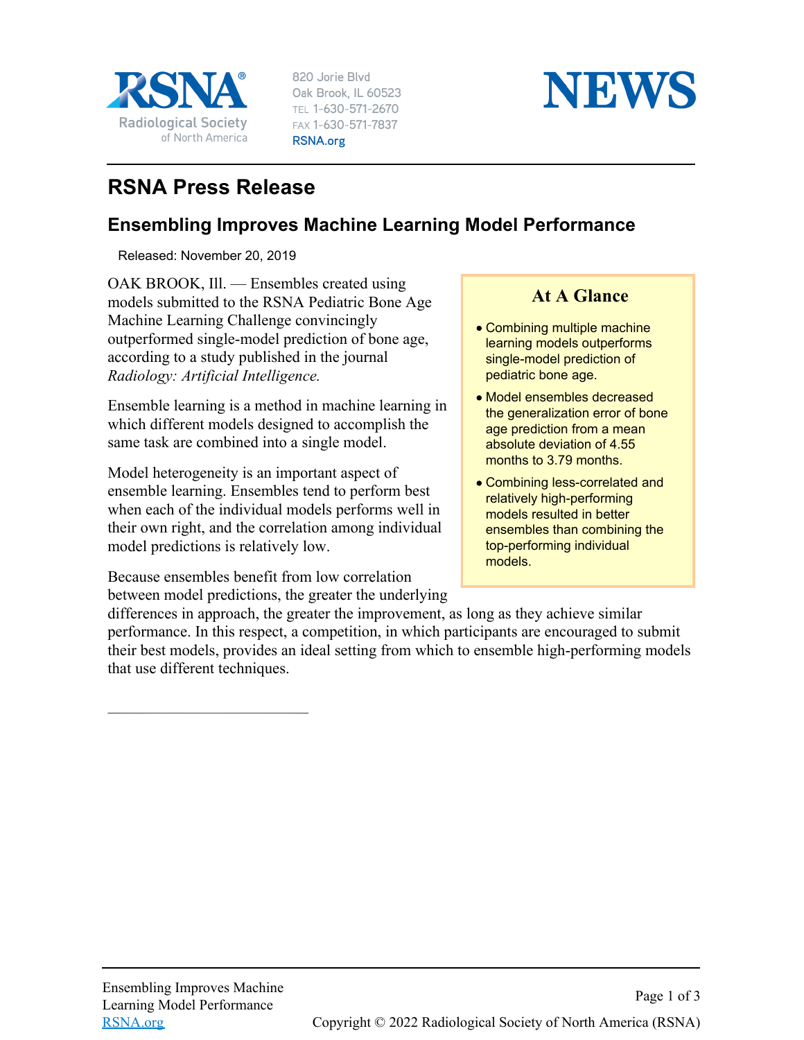RSNA Radiological Society of North America

820 Jorie Blvd
Oak Brook, IL 60523
TEL 1-630-571-2670
FAX 1-630-571-7837
RSNA.org

NEWS

# RSNA Press Release

## Ensembling Improves Machine Learning Model Performance

Released: November 20, 2019

### At A Glance

- Combining multiple machine learning models outperforms single-model prediction of pediatric bone age.
- Model ensembles decreased the generalization error of bone age prediction from a mean absolute deviation of 4.55 months to 3.79 months.
- Combining less-correlated and relatively high-performing models resulted in better ensembles than combining the top-performing individual models.

OAK BROOK, Ill. — Ensembles created using models submitted to the RSNA Pediatric Bone Age Machine Learning Challenge convincingly outperformed single-model prediction of bone age, according to a study published in the journal *Radiology: Artificial Intelligence.*

Ensemble learning is a method in machine learning in which different models designed to accomplish the same task are combined into a single model.

Model heterogeneity is an important aspect of ensemble learning. Ensembles tend to perform best when each of the individual models performs well in their own right, and the correlation among individual model predictions is relatively low.

Because ensembles benefit from low correlation between model predictions, the greater the underlying differences in approach, the greater the improvement, as long as they achieve similar performance. In this respect, a competition, in which participants are encouraged to submit their best models, provides an ideal setting from which to ensemble high-performing models that use different techniques.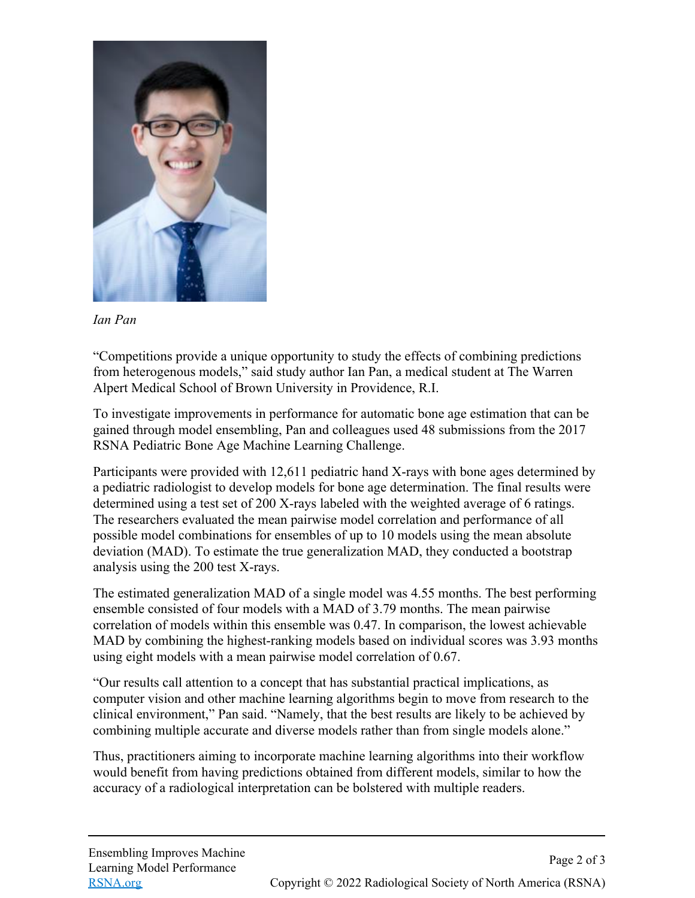*Ian Pan*

"Competitions provide a unique opportunity to study the effects of combining predictions from heterogenous models," said study author Ian Pan, a medical student at The Warren Alpert Medical School of Brown University in Providence, R.I.

To investigate improvements in performance for automatic bone age estimation that can be gained through model ensembling, Pan and colleagues used 48 submissions from the 2017 RSNA Pediatric Bone Age Machine Learning Challenge.

Participants were provided with 12,611 pediatric hand X-rays with bone ages determined by a pediatric radiologist to develop models for bone age determination. The final results were determined using a test set of 200 X-rays labeled with the weighted average of 6 ratings. The researchers evaluated the mean pairwise model correlation and performance of all possible model combinations for ensembles of up to 10 models using the mean absolute deviation (MAD). To estimate the true generalization MAD, they conducted a bootstrap analysis using the 200 test X-rays.

The estimated generalization MAD of a single model was 4.55 months. The best performing ensemble consisted of four models with a MAD of 3.79 months. The mean pairwise correlation of models within this ensemble was 0.47. In comparison, the lowest achievable MAD by combining the highest-ranking models based on individual scores was 3.93 months using eight models with a mean pairwise model correlation of 0.67.

"Our results call attention to a concept that has substantial practical implications, as computer vision and other machine learning algorithms begin to move from research to the clinical environment," Pan said. "Namely, that the best results are likely to be achieved by combining multiple accurate and diverse models rather than from single models alone."

Thus, practitioners aiming to incorporate machine learning algorithms into their workflow would benefit from having predictions obtained from different models, similar to how the accuracy of a radiological interpretation can be bolstered with multiple readers.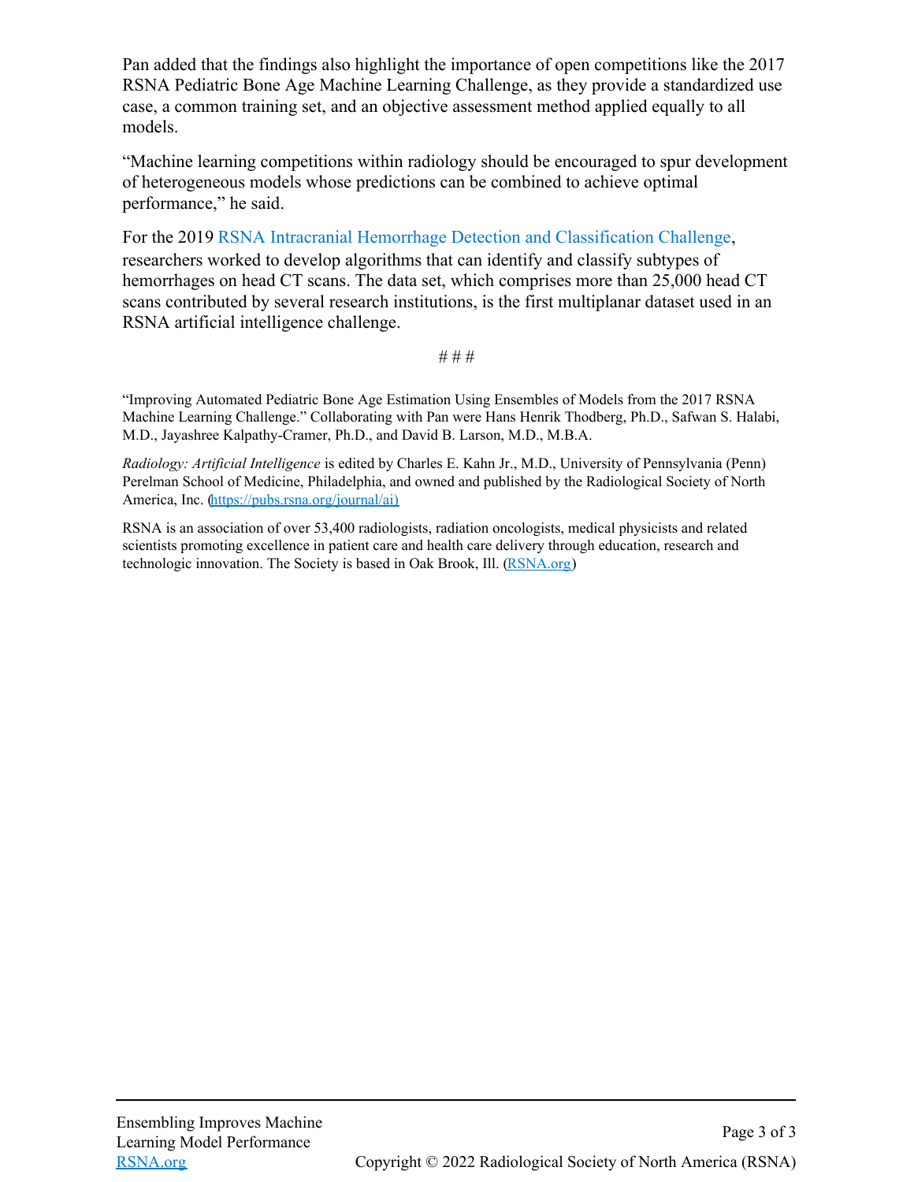Pan added that the findings also highlight the importance of open competitions like the 2017 RSNA Pediatric Bone Age Machine Learning Challenge, as they provide a standardized use case, a common training set, and an objective assessment method applied equally to all models.

"Machine learning competitions within radiology should be encouraged to spur development of heterogeneous models whose predictions can be combined to achieve optimal performance," he said.

For the 2019 RSNA Intracranial Hemorrhage Detection and Classification Challenge, researchers worked to develop algorithms that can identify and classify subtypes of hemorrhages on head CT scans. The data set, which comprises more than 25,000 head CT scans contributed by several research institutions, is the first multiplanar dataset used in an RSNA artificial intelligence challenge.

# # #

"Improving Automated Pediatric Bone Age Estimation Using Ensembles of Models from the 2017 RSNA Machine Learning Challenge." Collaborating with Pan were Hans Henrik Thodberg, Ph.D., Safwan S. Halabi, M.D., Jayashree Kalpathy-Cramer, Ph.D., and David B. Larson, M.D., M.B.A.

*Radiology: Artificial Intelligence* is edited by Charles E. Kahn Jr., M.D., University of Pennsylvania (Penn) Perelman School of Medicine, Philadelphia, and owned and published by the Radiological Society of North America, Inc. (https://pubs.rsna.org/journal/ai)

RSNA is an association of over 53,400 radiologists, radiation oncologists, medical physicists and related scientists promoting excellence in patient care and health care delivery through education, research and technologic innovation. The Society is based in Oak Brook, Ill. (RSNA.org)